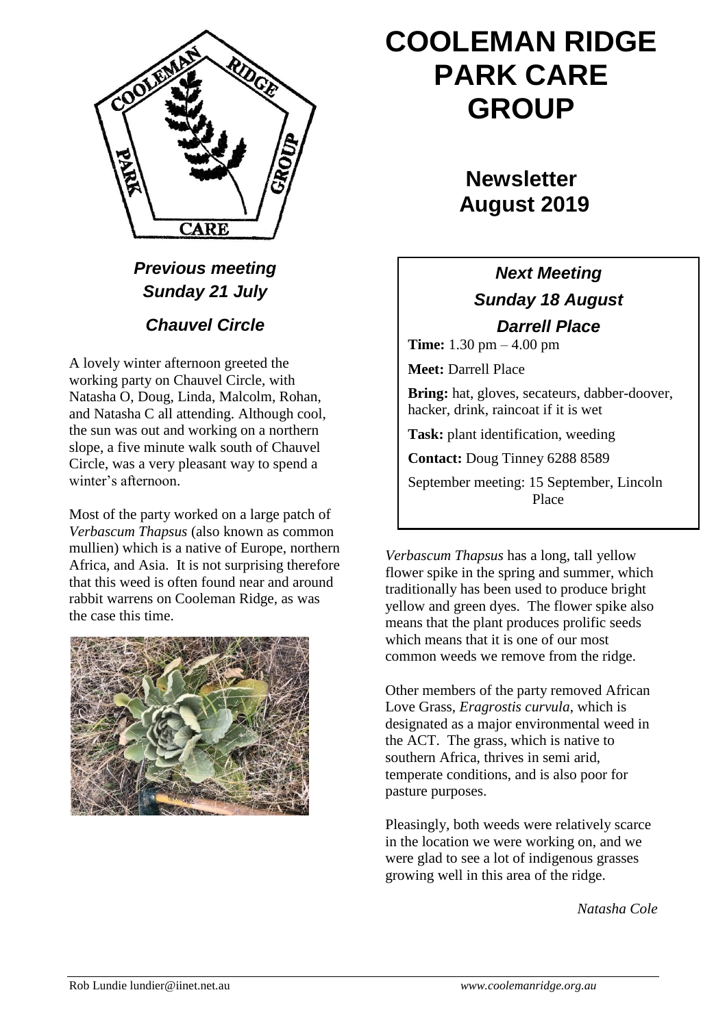# COOLEMAN RIDGE PARK CARE GROUP

## Newsletter August 2019

### *Next Meeting*
### *Sunday 18 August*
### *Darrell Place*

**Time:** 1.30 pm – 4.00 pm

**Meet:** Darrell Place

**Bring:** hat, gloves, secateurs, dabber-doover, hacker, drink, raincoat if it is wet

**Task:** plant identification, weeding

**Contact:** Doug Tinney 6288 8589

September meeting: 15 September, Lincoln Place

### *Previous meeting Sunday 21 July*

### *Chauvel Circle*

A lovely winter afternoon greeted the working party on Chauvel Circle, with Natasha O, Doug, Linda, Malcolm, Rohan, and Natasha C all attending. Although cool, the sun was out and working on a northern slope, a five minute walk south of Chauvel Circle, was a very pleasant way to spend a winter's afternoon.

Most of the party worked on a large patch of *Verbascum Thapsus* (also known as common mullien) which is a native of Europe, northern Africa, and Asia. It is not surprising therefore that this weed is often found near and around rabbit warrens on Cooleman Ridge, as was the case this time.

*Verbascum Thapsus* has a long, tall yellow flower spike in the spring and summer, which traditionally has been used to produce bright yellow and green dyes. The flower spike also means that the plant produces prolific seeds which means that it is one of our most common weeds we remove from the ridge.

Other members of the party removed African Love Grass, *Eragrostis curvula*, which is designated as a major environmental weed in the ACT. The grass, which is native to southern Africa, thrives in semi arid, temperate conditions, and is also poor for pasture purposes.

Pleasingly, both weeds were relatively scarce in the location we were working on, and we were glad to see a lot of indigenous grasses growing well in this area of the ridge.

*Natasha Cole*

Rob Lundie lundier@iinet.net.au    *www.coolemanridge.org.au*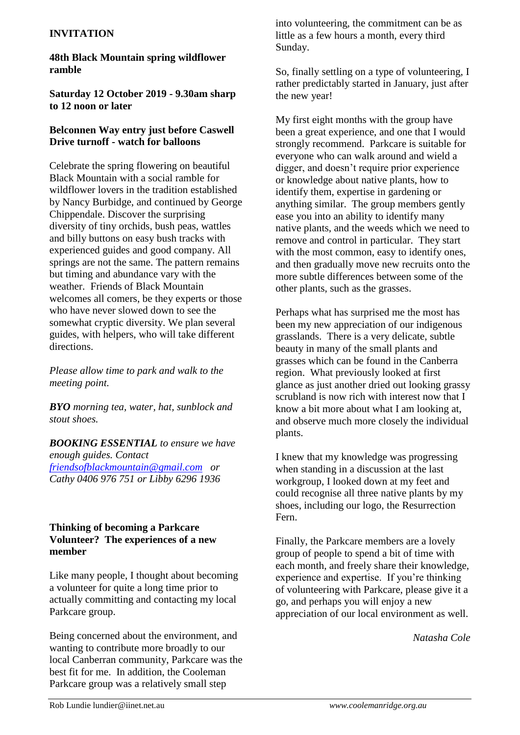**INVITATION**

**48th Black Mountain spring wildflower ramble**

**Saturday 12 October 2019 - 9.30am sharp to 12 noon or later**

**Belconnen Way entry just before Caswell Drive turnoff - watch for balloons**

Celebrate the spring flowering on beautiful Black Mountain with a social ramble for wildflower lovers in the tradition established by Nancy Burbidge, and continued by George Chippendale. Discover the surprising diversity of tiny orchids, bush peas, wattles and billy buttons on easy bush tracks with experienced guides and good company. All springs are not the same. The pattern remains but timing and abundance vary with the weather. Friends of Black Mountain welcomes all comers, be they experts or those who have never slowed down to see the somewhat cryptic diversity. We plan several guides, with helpers, who will take different directions.

*Please allow time to park and walk to the meeting point.*

***BYO** morning tea, water, hat, sunblock and stout shoes.*

***BOOKING ESSENTIAL** to ensure we have enough guides. Contact friendsofblackmountain@gmail.com or Cathy 0406 976 751 or Libby 6296 1936*

**Thinking of becoming a Parkcare Volunteer? The experiences of a new member**

Like many people, I thought about becoming a volunteer for quite a long time prior to actually committing and contacting my local Parkcare group.

Being concerned about the environment, and wanting to contribute more broadly to our local Canberran community, Parkcare was the best fit for me. In addition, the Cooleman Parkcare group was a relatively small step into volunteering, the commitment can be as little as a few hours a month, every third Sunday.

So, finally settling on a type of volunteering, I rather predictably started in January, just after the new year!

My first eight months with the group have been a great experience, and one that I would strongly recommend. Parkcare is suitable for everyone who can walk around and wield a digger, and doesn't require prior experience or knowledge about native plants, how to identify them, expertise in gardening or anything similar. The group members gently ease you into an ability to identify many native plants, and the weeds which we need to remove and control in particular. They start with the most common, easy to identify ones, and then gradually move new recruits onto the more subtle differences between some of the other plants, such as the grasses.

Perhaps what has surprised me the most has been my new appreciation of our indigenous grasslands. There is a very delicate, subtle beauty in many of the small plants and grasses which can be found in the Canberra region. What previously looked at first glance as just another dried out looking grassy scrubland is now rich with interest now that I know a bit more about what I am looking at, and observe much more closely the individual plants.

I knew that my knowledge was progressing when standing in a discussion at the last workgroup, I looked down at my feet and could recognise all three native plants by my shoes, including our logo, the Resurrection Fern.

Finally, the Parkcare members are a lovely group of people to spend a bit of time with each month, and freely share their knowledge, experience and expertise. If you're thinking of volunteering with Parkcare, please give it a go, and perhaps you will enjoy a new appreciation of our local environment as well.

*Natasha Cole*